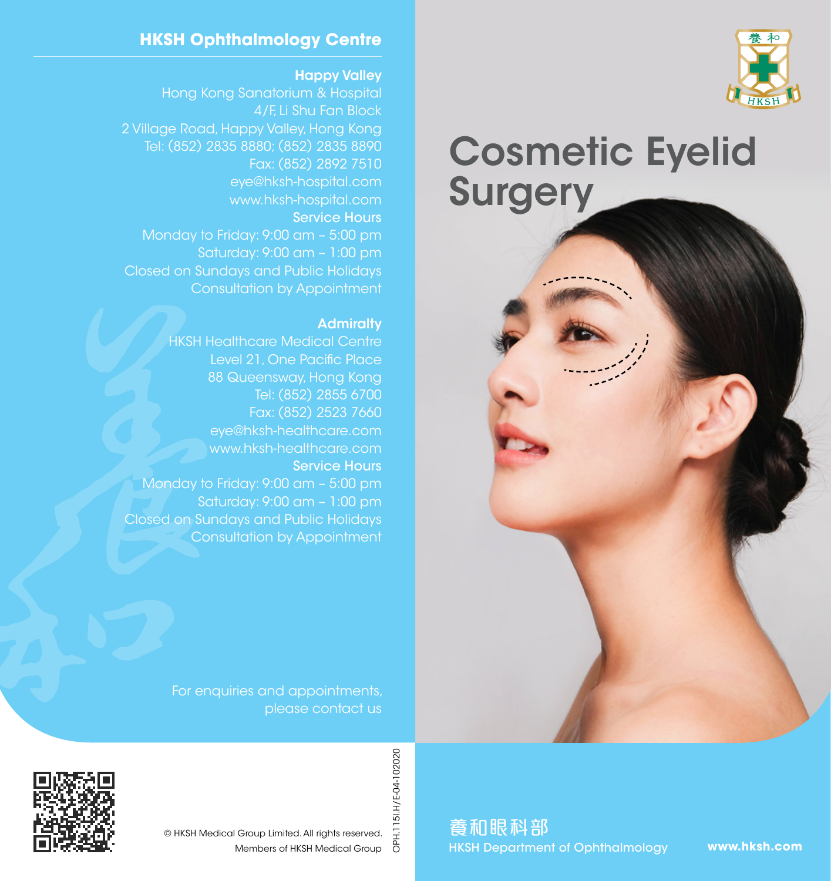# Cosmetic Eyelid Surgery

## HKSH Ophthalmology Centre

**Happy Valley**

Hong Kong Sanatorium & Hospital
4/F, Li Shu Fan Block
2 Village Road, Happy Valley, Hong Kong
Tel: (852) 2835 8880; (852) 2835 8890
Fax: (852) 2892 7510
eye@hksh-hospital.com
www.hksh-hospital.com

**Service Hours**

Monday to Friday: 9:00 am – 5:00 pm
Saturday: 9:00 am – 1:00 pm
Closed on Sundays and Public Holidays
Consultation by Appointment

**Admiralty**

HKSH Healthcare Medical Centre
Level 21, One Pacific Place
88 Queensway, Hong Kong
Tel: (852) 2855 6700
Fax: (852) 2523 7660
eye@hksh-healthcare.com
www.hksh-healthcare.com

**Service Hours**

Monday to Friday: 9:00 am – 5:00 pm
Saturday: 9:00 am – 1:00 pm
Closed on Sundays and Public Holidays
Consultation by Appointment

For enquiries and appointments, please contact us

© HKSH Medical Group Limited. All rights reserved.
Members of HKSH Medical Group

OPH.115I.H/E-04-102020

養和眼科部
HKSH Department of Ophthalmology

www.hksh.com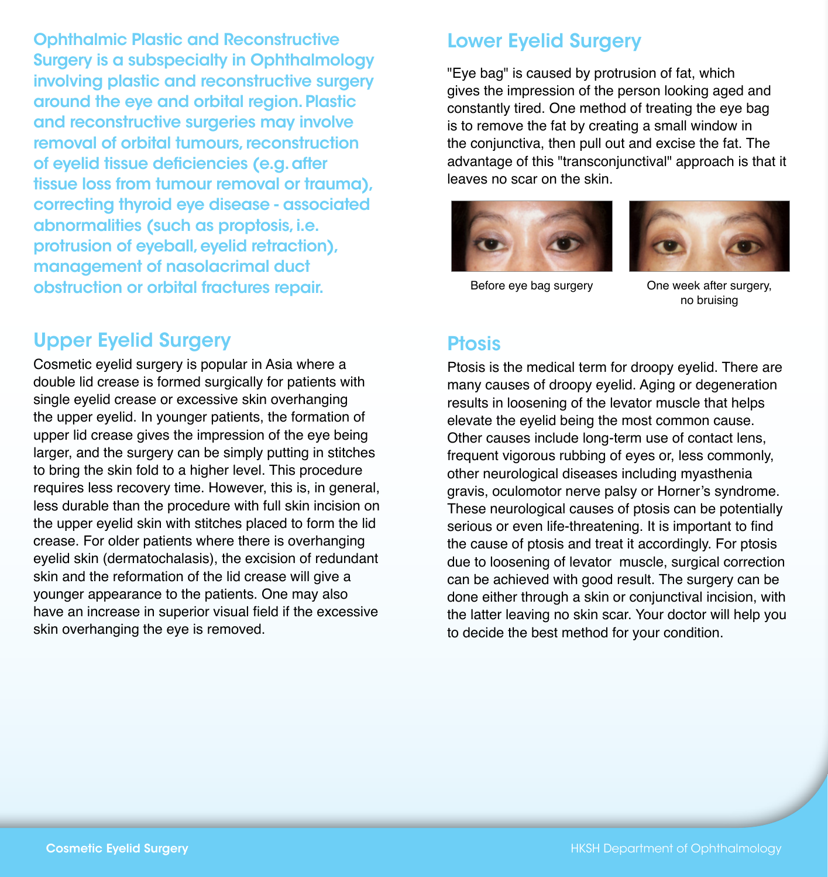**Ophthalmic Plastic and Reconstructive Surgery is a subspecialty in Ophthalmology involving plastic and reconstructive surgery around the eye and orbital region. Plastic and reconstructive surgeries may involve removal of orbital tumours, reconstruction of eyelid tissue deficiencies (e.g. after tissue loss from tumour removal or trauma), correcting thyroid eye disease - associated abnormalities (such as proptosis, i.e. protrusion of eyeball, eyelid retraction), management of nasolacrimal duct obstruction or orbital fractures repair.**

## Upper Eyelid Surgery

Cosmetic eyelid surgery is popular in Asia where a double lid crease is formed surgically for patients with single eyelid crease or excessive skin overhanging the upper eyelid. In younger patients, the formation of upper lid crease gives the impression of the eye being larger, and the surgery can be simply putting in stitches to bring the skin fold to a higher level. This procedure requires less recovery time. However, this is, in general, less durable than the procedure with full skin incision on the upper eyelid skin with stitches placed to form the lid crease. For older patients where there is overhanging eyelid skin (dermatochalasis), the excision of redundant skin and the reformation of the lid crease will give a younger appearance to the patients. One may also have an increase in superior visual field if the excessive skin overhanging the eye is removed.

## Lower Eyelid Surgery

"Eye bag" is caused by protrusion of fat, which gives the impression of the person looking aged and constantly tired. One method of treating the eye bag is to remove the fat by creating a small window in the conjunctiva, then pull out and excise the fat. The advantage of this "transconjunctival" approach is that it leaves no scar on the skin.

Before eye bag surgery

One week after surgery, no bruising

## Ptosis

Ptosis is the medical term for droopy eyelid. There are many causes of droopy eyelid. Aging or degeneration results in loosening of the levator muscle that helps elevate the eyelid being the most common cause. Other causes include long-term use of contact lens, frequent vigorous rubbing of eyes or, less commonly, other neurological diseases including myasthenia gravis, oculomotor nerve palsy or Horner's syndrome. These neurological causes of ptosis can be potentially serious or even life-threatening. It is important to find the cause of ptosis and treat it accordingly. For ptosis due to loosening of levator muscle, surgical correction can be achieved with good result. The surgery can be done either through a skin or conjunctival incision, with the latter leaving no skin scar. Your doctor will help you to decide the best method for your condition.